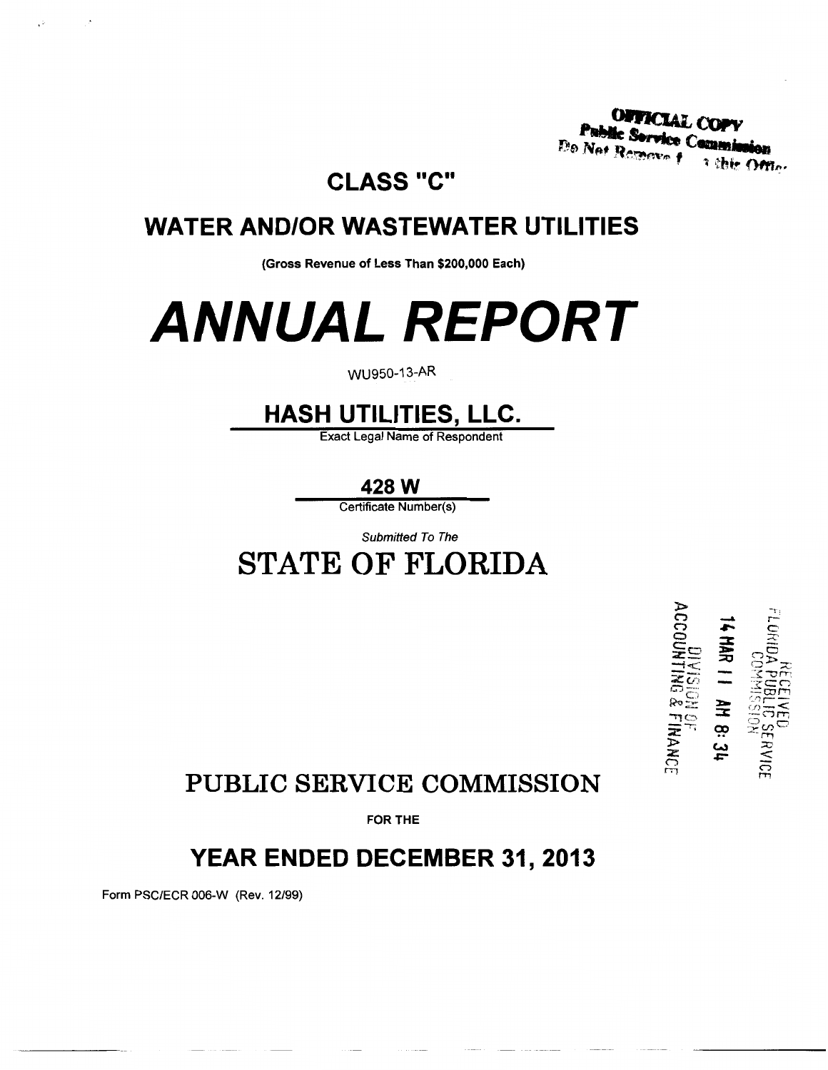OFFICIAL COPY
Public Service Commission
Do Not Remove from this Office

# CLASS "C"

## WATER AND/OR WASTEWATER UTILITIES

**(Gross Revenue of Less Than $200,000 Each)**

# *ANNUAL REPORT*

WU950-13-AR

## HASH UTILITIES, LLC.

Exact Legal Name of Respondent

**428 W**

Certificate Number(s)

*Submitted To The*

# STATE OF FLORIDA

RECEIVED
FLORIDA PUBLIC SERVICE COMMISSION
14 MAR 11 AM 8:34
DIVISION OF ACCOUNTING & FINANCE

# PUBLIC SERVICE COMMISSION

**FOR THE**

## YEAR ENDED DECEMBER 31, 2013

Form PSC/ECR 006-W (Rev. 12/99)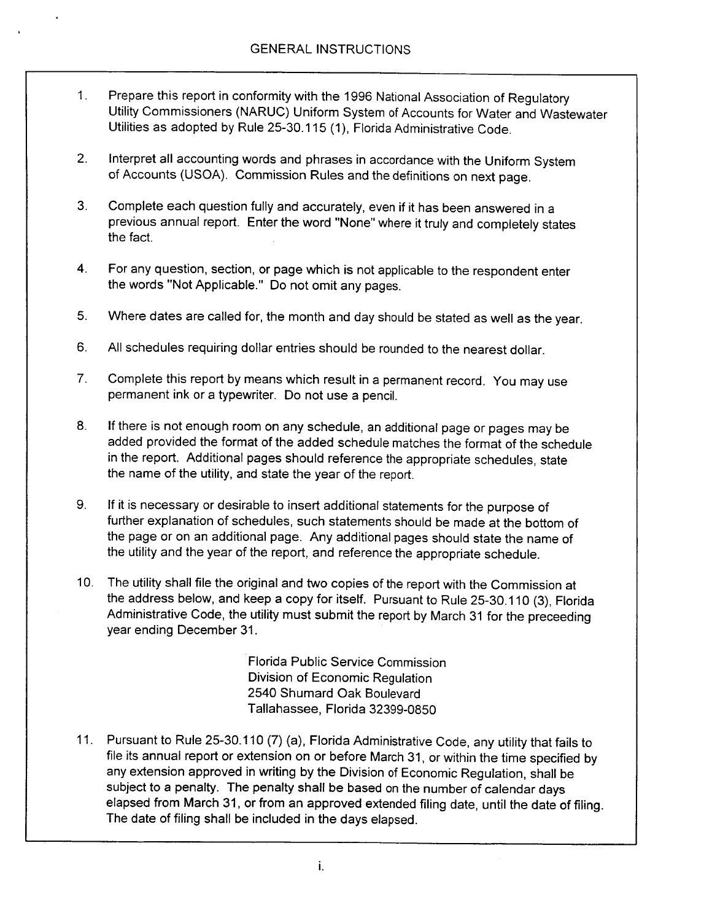# GENERAL INSTRUCTIONS

1. Prepare this report in conformity with the 1996 National Association of Regulatory Utility Commissioners (NARUC) Uniform System of Accounts for Water and Wastewater Utilities as adopted by Rule 25-30.115 (1), Florida Administrative Code.

2. Interpret all accounting words and phrases in accordance with the Uniform System of Accounts (USOA). Commission Rules and the definitions on next page.

3. Complete each question fully and accurately, even if it has been answered in a previous annual report. Enter the word "None" where it truly and completely states the fact.

4. For any question, section, or page which is not applicable to the respondent enter the words "Not Applicable." Do not omit any pages.

5. Where dates are called for, the month and day should be stated as well as the year.

6. All schedules requiring dollar entries should be rounded to the nearest dollar.

7. Complete this report by means which result in a permanent record. You may use permanent ink or a typewriter. Do not use a pencil.

8. If there is not enough room on any schedule, an additional page or pages may be added provided the format of the added schedule matches the format of the schedule in the report. Additional pages should reference the appropriate schedules, state the name of the utility, and state the year of the report.

9. If it is necessary or desirable to insert additional statements for the purpose of further explanation of schedules, such statements should be made at the bottom of the page or on an additional page. Any additional pages should state the name of the utility and the year of the report, and reference the appropriate schedule.

10. The utility shall file the original and two copies of the report with the Commission at the address below, and keep a copy for itself. Pursuant to Rule 25-30.110 (3), Florida Administrative Code, the utility must submit the report by March 31 for the preceeding year ending December 31.

    Florida Public Service Commission
    Division of Economic Regulation
    2540 Shumard Oak Boulevard
    Tallahassee, Florida 32399-0850

11. Pursuant to Rule 25-30.110 (7) (a), Florida Administrative Code, any utility that fails to file its annual report or extension on or before March 31, or within the time specified by any extension approved in writing by the Division of Economic Regulation, shall be subject to a penalty. The penalty shall be based on the number of calendar days elapsed from March 31, or from an approved extended filing date, until the date of filing. The date of filing shall be included in the days elapsed.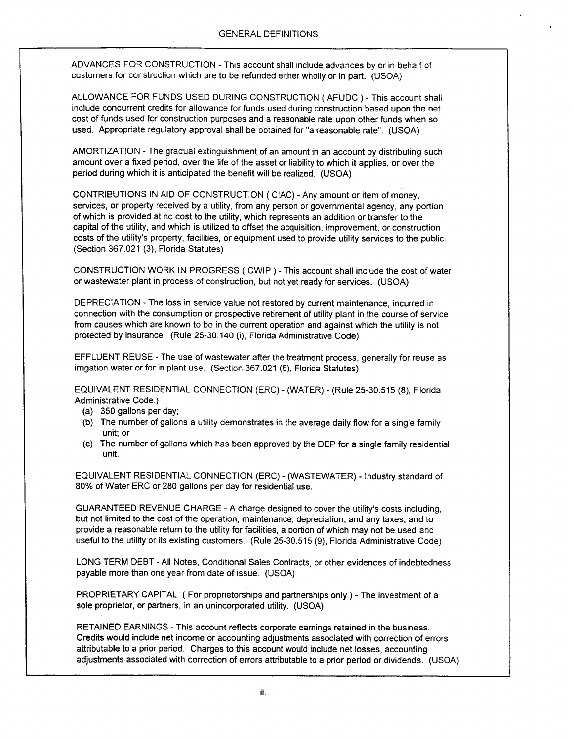# GENERAL DEFINITIONS

ADVANCES FOR CONSTRUCTION - This account shall include advances by or in behalf of customers for construction which are to be refunded either wholly or in part. (USOA)

ALLOWANCE FOR FUNDS USED DURING CONSTRUCTION ( AFUDC ) - This account shall include concurrent credits for allowance for funds used during construction based upon the net cost of funds used for construction purposes and a reasonable rate upon other funds when so used. Appropriate regulatory approval shall be obtained for "a reasonable rate". (USOA)

AMORTIZATION - The gradual extinguishment of an amount in an account by distributing such amount over a fixed period, over the life of the asset or liability to which it applies, or over the period during which it is anticipated the benefit will be realized. (USOA)

CONTRIBUTIONS IN AID OF CONSTRUCTION ( CIAC) - Any amount or item of money, services, or property received by a utility, from any person or governmental agency, any portion of which is provided at no cost to the utility, which represents an addition or transfer to the capital of the utility, and which is utilized to offset the acquisition, improvement, or construction costs of the utility's property, facilities, or equipment used to provide utility services to the public. (Section 367.021 (3), Florida Statutes)

CONSTRUCTION WORK IN PROGRESS ( CWIP ) - This account shall include the cost of water or wastewater plant in process of construction, but not yet ready for services. (USOA)

DEPRECIATION - The loss in service value not restored by current maintenance, incurred in connection with the consumption or prospective retirement of utility plant in the course of service from causes which are known to be in the current operation and against which the utility is not protected by insurance. (Rule 25-30.140 (i), Florida Administrative Code)

EFFLUENT REUSE - The use of wastewater after the treatment process, generally for reuse as irrigation water or for in plant use. (Section 367.021 (6), Florida Statutes)

EQUIVALENT RESIDENTIAL CONNECTION (ERC) - (WATER) - (Rule 25-30.515 (8), Florida Administrative Code.)

(a) 350 gallons per day;
(b) The number of gallons a utility demonstrates in the average daily flow for a single family unit; or
(c) The number of gallons which has been approved by the DEP for a single family residential unit.

EQUIVALENT RESIDENTIAL CONNECTION (ERC) - (WASTEWATER) - Industry standard of 80% of Water ERC or 280 gallons per day for residential use.

GUARANTEED REVENUE CHARGE - A charge designed to cover the utility's costs including, but not limited to the cost of the operation, maintenance, depreciation, and any taxes, and to provide a reasonable return to the utility for facilities, a portion of which may not be used and useful to the utility or its existing customers. (Rule 25-30.515 (9), Florida Administrative Code)

LONG TERM DEBT - All Notes, Conditional Sales Contracts, or other evidences of indebtedness payable more than one year from date of issue. (USOA)

PROPRIETARY CAPITAL ( For proprietorships and partnerships only ) - The investment of a sole proprietor, or partners, in an unincorporated utility. (USOA)

RETAINED EARNINGS - This account reflects corporate earnings retained in the business. Credits would include net income or accounting adjustments associated with correction of errors attributable to a prior period. Charges to this account would include net losses, accounting adjustments associated with correction of errors attributable to a prior period or dividends. (USOA)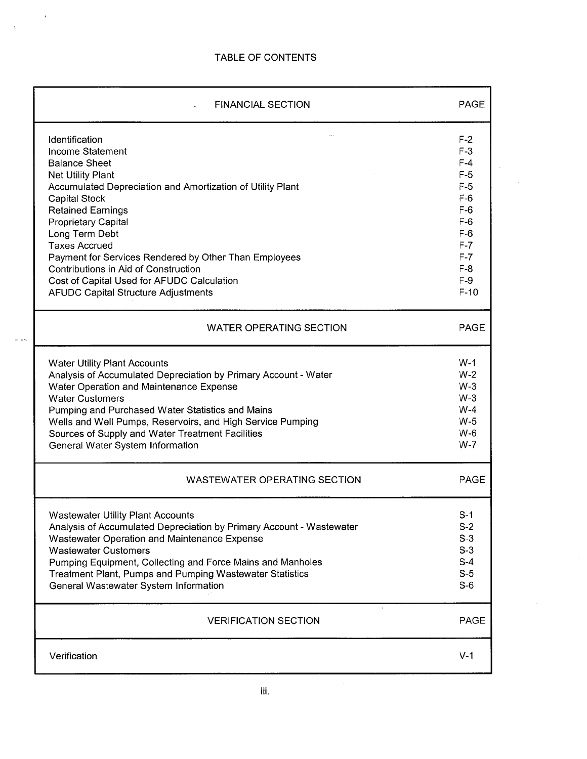# TABLE OF CONTENTS

| FINANCIAL SECTION | PAGE |
| --- | --- |
| Identification | F-2 |
| Income Statement | F-3 |
| Balance Sheet | F-4 |
| Net Utility Plant | F-5 |
| Accumulated Depreciation and Amortization of Utility Plant | F-5 |
| Capital Stock | F-6 |
| Retained Earnings | F-6 |
| Proprietary Capital | F-6 |
| Long Term Debt | F-6 |
| Taxes Accrued | F-7 |
| Payment for Services Rendered by Other Than Employees | F-7 |
| Contributions in Aid of Construction | F-8 |
| Cost of Capital Used for AFUDC Calculation | F-9 |
| AFUDC Capital Structure Adjustments | F-10 |

| WATER OPERATING SECTION | PAGE |
| --- | --- |
| Water Utility Plant Accounts | W-1 |
| Analysis of Accumulated Depreciation by Primary Account - Water | W-2 |
| Water Operation and Maintenance Expense | W-3 |
| Water Customers | W-3 |
| Pumping and Purchased Water Statistics and Mains | W-4 |
| Wells and Well Pumps, Reservoirs, and High Service Pumping | W-5 |
| Sources of Supply and Water Treatment Facilities | W-6 |
| General Water System Information | W-7 |

| WASTEWATER OPERATING SECTION | PAGE |
| --- | --- |
| Wastewater Utility Plant Accounts | S-1 |
| Analysis of Accumulated Depreciation by Primary Account - Wastewater | S-2 |
| Wastewater Operation and Maintenance Expense | S-3 |
| Wastewater Customers | S-3 |
| Pumping Equipment, Collecting and Force Mains and Manholes | S-4 |
| Treatment Plant, Pumps and Pumping Wastewater Statistics | S-5 |
| General Wastewater System Information | S-6 |

| VERIFICATION SECTION | PAGE |
| --- | --- |
| Verification | V-1 |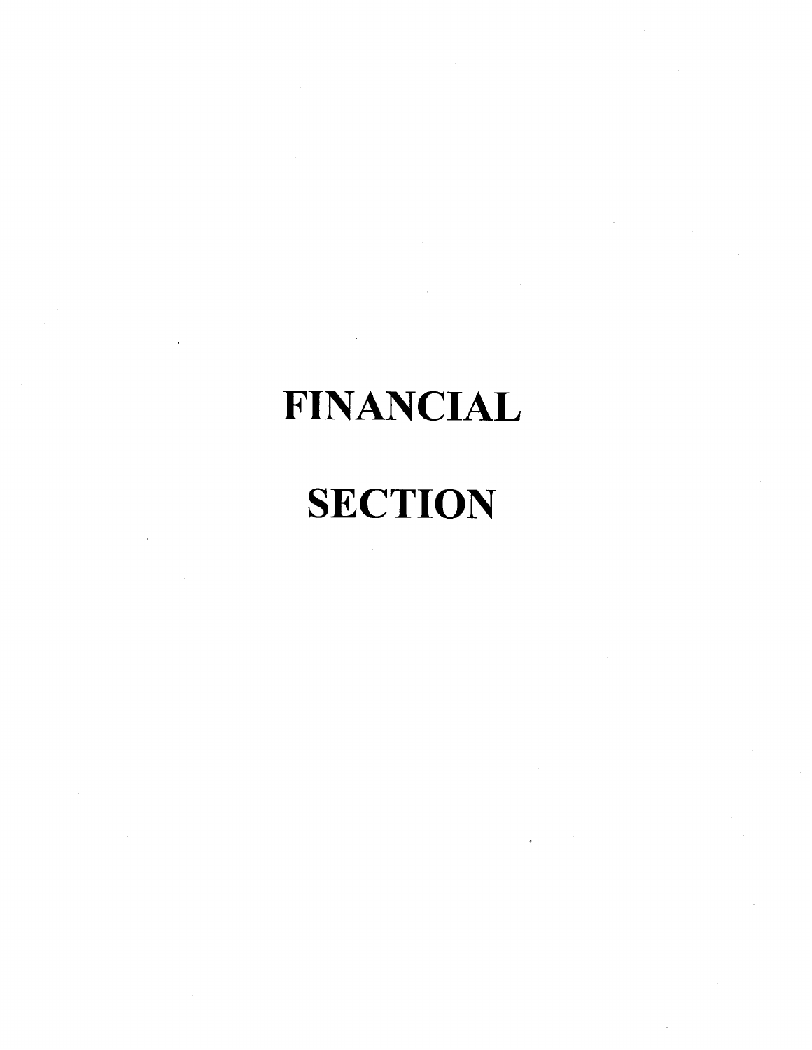# FINANCIAL SECTION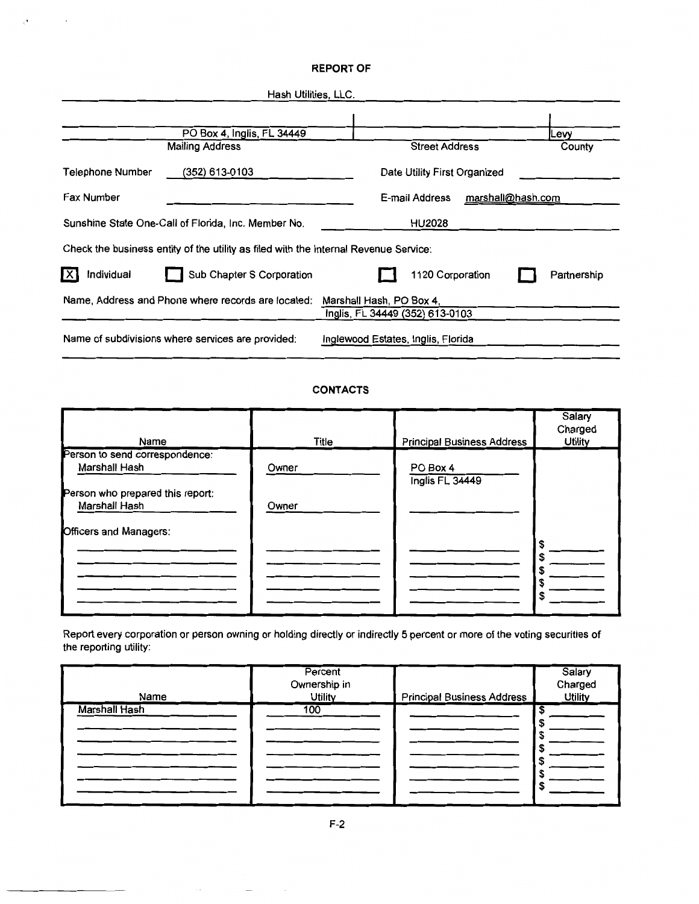# REPORT OF

Hash Utilities, LLC.

| PO Box 4, Inglis, FL 34449 | | Levy |
|---|---|---|
| Mailing Address | Street Address | County |

Telephone Number (352) 613-0103

Date Utility First Organized

Fax Number

E-mail Address marshall@hash.com

Sunshine State One-Call of Florida, Inc. Member No. HU2028

Check the business entity of the utility as filed with the Internal Revenue Service:

[X] Individual [ ] Sub Chapter S Corporation [ ] 1120 Corporation [ ] Partnership

Name, Address and Phone where records are located: Marshall Hash, PO Box 4, Inglis, FL 34449 (352) 613-0103

Name of subdivisions where services are provided: Inglewood Estates, Inglis, Florida

## CONTACTS

| Name | Title | Principal Business Address | Salary Charged Utility |
|---|---|---|---|
| Person to send correspondence: | | | |
| Marshall Hash | Owner | PO Box 4<br>Inglis FL 34449 | |
| Person who prepared this report: | | | |
| Marshall Hash | Owner | | |
| Officers and Managers: | | | |
| | | | $ |
| | | | $ |
| | | | $ |
| | | | $ |
| | | | $ |

Report every corporation or person owning or holding directly or indirectly 5 percent or more of the voting securities of the reporting utility:

| Name | Percent Ownership in Utility | Principal Business Address | Salary Charged Utility |
|---|---|---|---|
| Marshall Hash | 100 | | $ |
| | | | $ |
| | | | $ |
| | | | $ |
| | | | $ |
| | | | $ |
| | | | $ |

F-2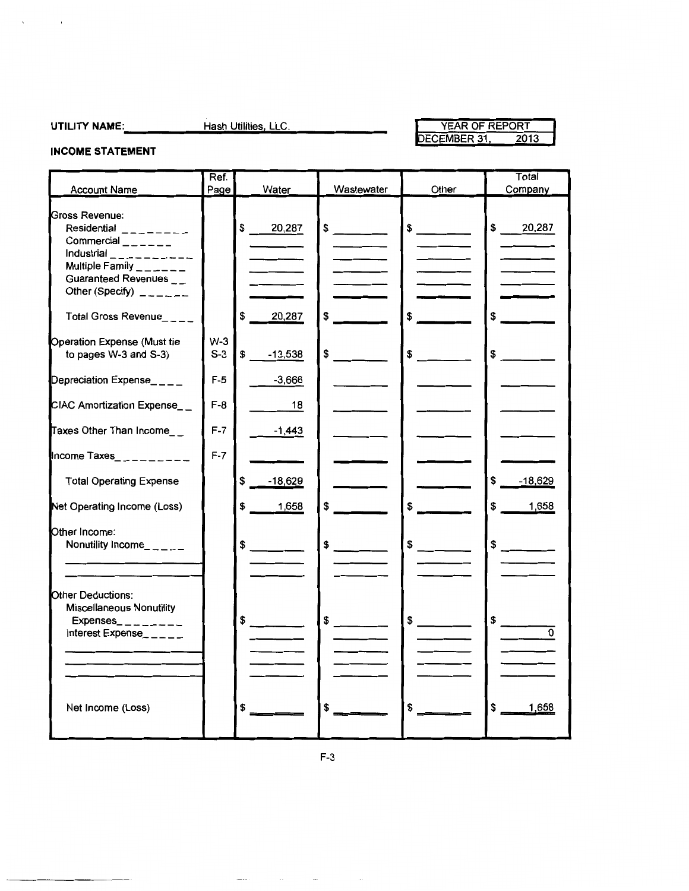**UTILITY NAME:** Hash Utilities, LLC.

| YEAR OF REPORT |
|---|
| DECEMBER 31, 2013 |

## INCOME STATEMENT

| Account Name | Ref. Page | Water | Wastewater | Other | Total Company |
|---|---|---|---|---|---|
| Gross Revenue: | | | | | |
| Residential | | $ 20,287 | $ | $ | $ 20,287 |
| Commercial | | | | | |
| Industrial | | | | | |
| Multiple Family | | | | | |
| Guaranteed Revenues | | | | | |
| Other (Specify) | | | | | |
| Total Gross Revenue | | $ 20,287 | $ | $ | $ |
| Operation Expense (Must tie to pages W-3 and S-3) | W-3 S-3 | $ -13,538 | $ | $ | $ |
| Depreciation Expense | F-5 | -3,666 | | | |
| CIAC Amortization Expense | F-8 | 18 | | | |
| Taxes Other Than Income | F-7 | -1,443 | | | |
| Income Taxes | F-7 | | | | |
| Total Operating Expense | | $ -18,629 | | | $ -18,629 |
| Net Operating Income (Loss) | | $ 1,658 | $ | $ | $ 1,658 |
| Other Income: | | | | | |
| Nonutility Income | | $ | $ | $ | $ |
| | | | | | |
| | | | | | |
| Other Deductions: | | | | | |
| Miscellaneous Nonutility Expenses | | $ | $ | $ | $ |
| Interest Expense | | | | | 0 |
| | | | | | |
| | | | | | |
| Net Income (Loss) | | $ | $ | $ | $ 1,658 |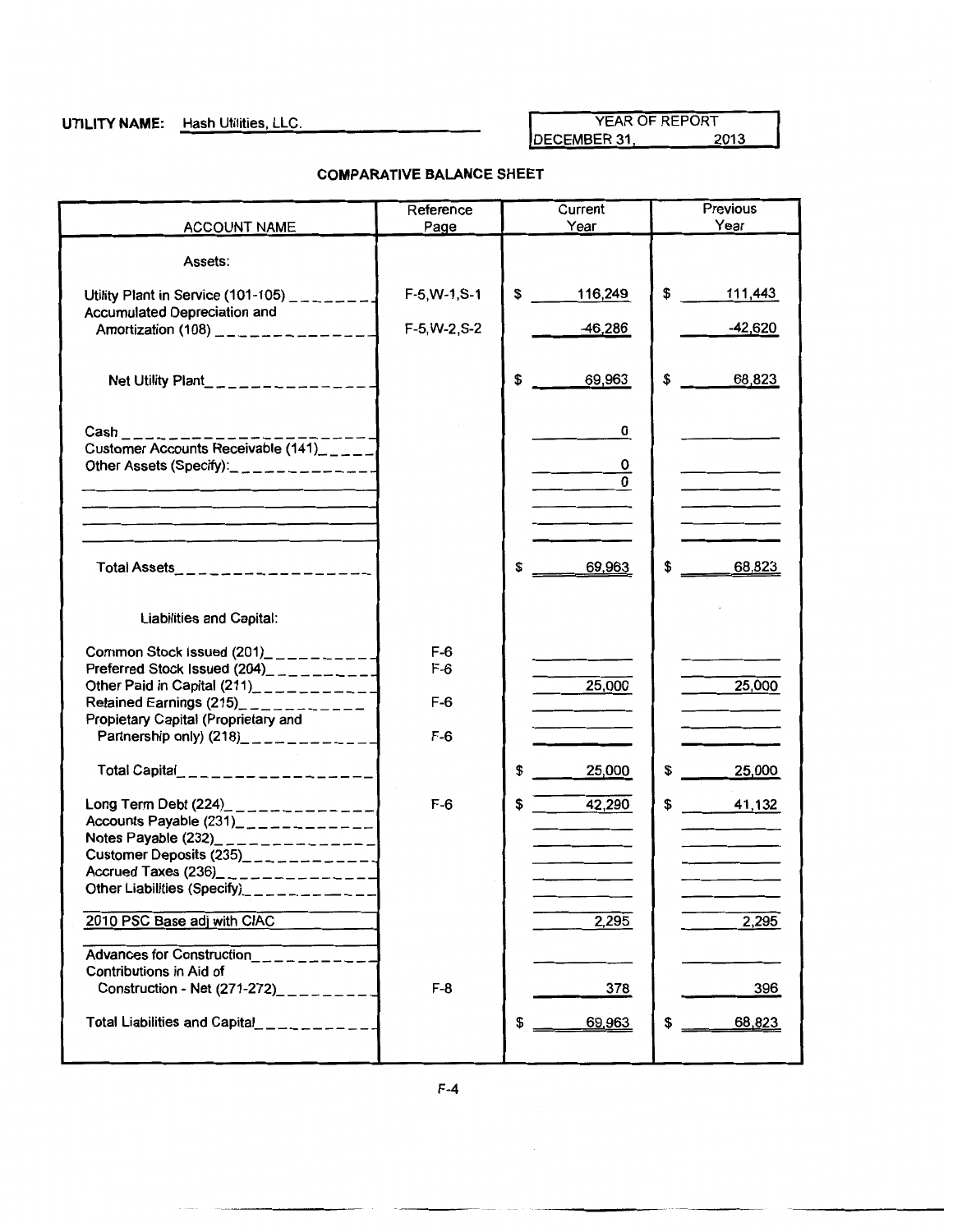**UTILITY NAME:** Hash Utilities, LLC.

| YEAR OF REPORT | |
|---|---|
| DECEMBER 31, | 2013 |

## COMPARATIVE BALANCE SHEET

| ACCOUNT NAME | Reference Page | Current Year | Previous Year |
|---|---|---|---|
| Assets: | | | |
| Utility Plant in Service (101-105) | F-5,W-1,S-1 | $ 116,249 | $ 111,443 |
| Accumulated Depreciation and Amortization (108) | F-5,W-2,S-2 | -46,286 | -42,620 |
| Net Utility Plant | | $ 69,963 | $ 68,823 |
| Cash | | 0 | |
| Customer Accounts Receivable (141) | | | |
| Other Assets (Specify): | | 0 | |
| | | 0 | |
| | | | |
| | | | |
| | | | |
| Total Assets | | $ 69,963 | $ 68,823 |
| Liabilities and Capital: | | | |
| Common Stock Issued (201) | F-6 | | |
| Preferred Stock Issued (204) | F-6 | | |
| Other Paid in Capital (211) | | 25,000 | 25,000 |
| Retained Earnings (215) | F-6 | | |
| Propietary Capital (Proprietary and Partnership only) (218) | F-6 | | |
| Total Capital | | $ 25,000 | $ 25,000 |
| Long Term Debt (224) | F-6 | $ 42,290 | $ 41,132 |
| Accounts Payable (231) | | | |
| Notes Payable (232) | | | |
| Customer Deposits (235) | | | |
| Accrued Taxes (236) | | | |
| Other Liabilities (Specify) | | | |
| 2010 PSC Base adj with CIAC | | 2,295 | 2,295 |
| Advances for Construction | | | |
| Contributions in Aid of Construction - Net (271-272) | F-8 | 378 | 396 |
| Total Liabilities and Capital | | $ 69,963 | $ 68,823 |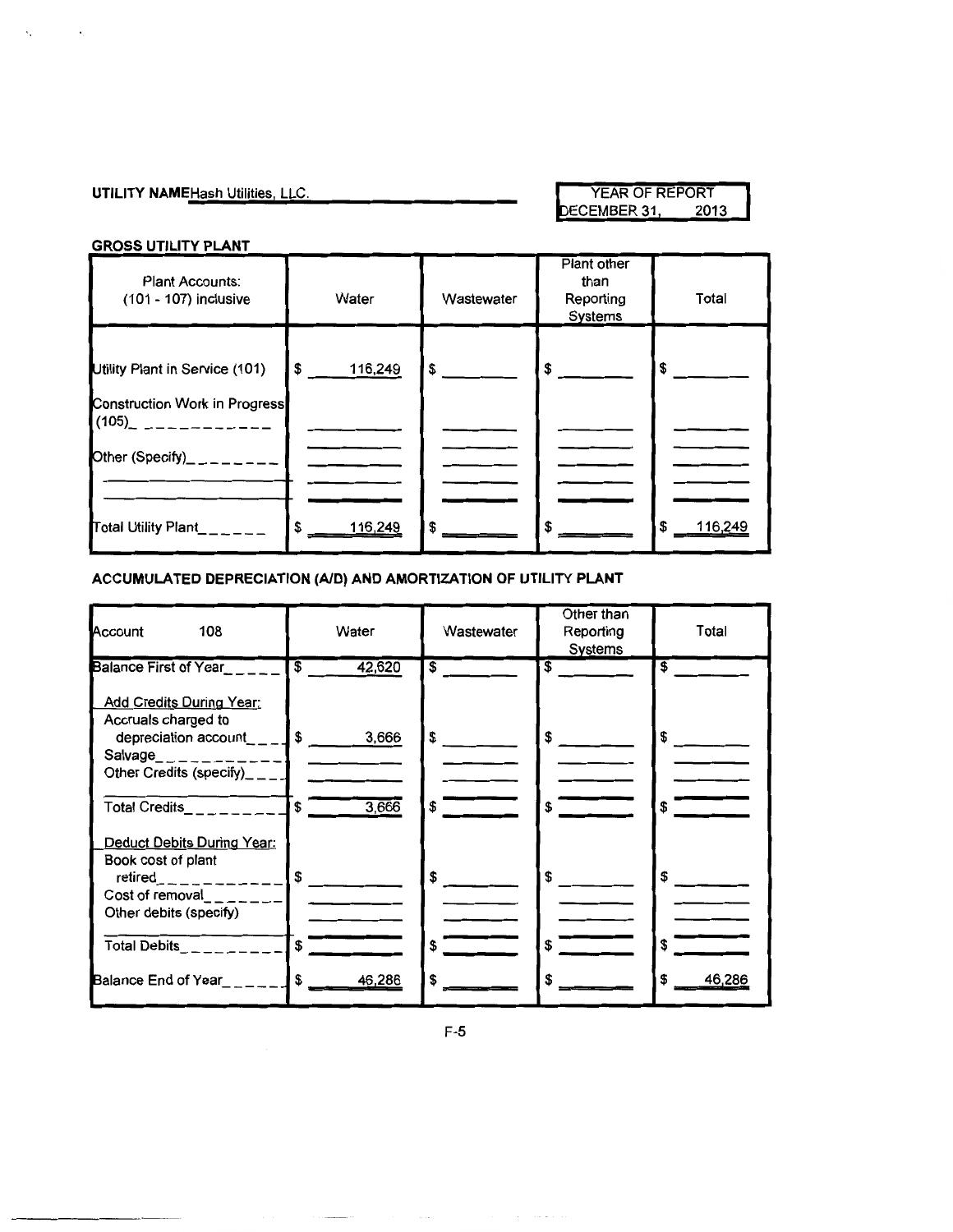**UTILITY NAME** Hash Utilities, LLC.

| YEAR OF REPORT |
|---|
| DECEMBER 31, 2013 |

## GROSS UTILITY PLANT

| Plant Accounts: (101 - 107) inclusive | Water | Wastewater | Plant other than Reporting Systems | Total |
|---|---|---|---|---|
| Utility Plant in Service (101) | $ 116,249 | $ | $ | $ |
| Construction Work in Progress (105) | | | | |
| Other (Specify) | | | | |
| | | | | |
| | | | | |
| Total Utility Plant | $ 116,249 | $ | $ | $ 116,249 |

## ACCUMULATED DEPRECIATION (A/D) AND AMORTIZATION OF UTILITY PLANT

| Account 108 | Water | Wastewater | Other than Reporting Systems | Total |
|---|---|---|---|---|
| Balance First of Year | $ 42,620 | $ | $ | $ |
| Add Credits During Year: | | | | |
| Accruals charged to depreciation account | $ 3,666 | $ | $ | $ |
| Salvage | | | | |
| Other Credits (specify) | | | | |
| Total Credits | $ 3,666 | $ | $ | $ |
| Deduct Debits During Year: | | | | |
| Book cost of plant retired | $ | $ | $ | $ |
| Cost of removal | | | | |
| Other debits (specify) | | | | |
| Total Debits | $ | $ | $ | $ |
| Balance End of Year | $ 46,286 | $ | $ | $ 46,286 |

F-5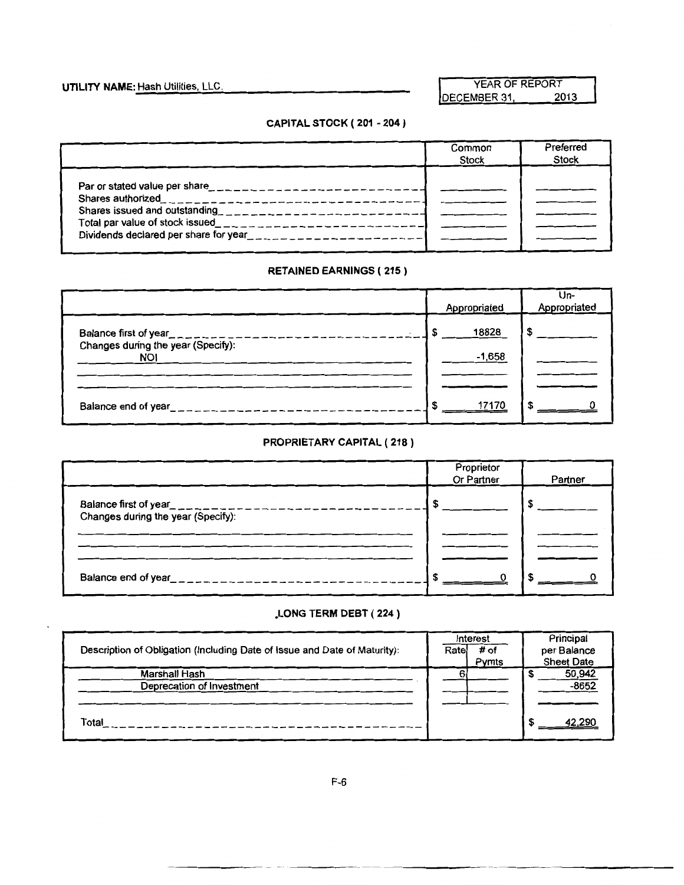**UTILITY NAME:** Hash Utilities, LLC.

| YEAR OF REPORT |
|---|
| DECEMBER 31, 2013 |

### CAPITAL STOCK ( 201 - 204 )

| | Common Stock | Preferred Stock |
|---|---|---|
| Par or stated value per share | | |
| Shares authorized | | |
| Shares issued and outstanding | | |
| Total par value of stock issued | | |
| Dividends declared per share for year | | |

### RETAINED EARNINGS ( 215 )

| | Appropriated | Un-Appropriated |
|---|---|---|
| Balance first of year | $ 18828 | $ |
| Changes during the year (Specify): | | |
| NOI | -1,658 | |
| | | |
| | | |
| Balance end of year | $ 17170 | $ 0 |

### PROPRIETARY CAPITAL ( 218 )

| | Proprietor Or Partner | Partner |
|---|---|---|
| Balance first of year | $ | $ |
| Changes during the year (Specify): | | |
| | | |
| | | |
| Balance end of year | $ 0 | $ 0 |

### LONG TERM DEBT ( 224 )

| Description of Obligation (Including Date of Issue and Date of Maturity): | Interest Rate | Interest # of Pymts | Principal per Balance Sheet Date |
|---|---|---|---|
| Marshall Hash | 6 | | $ 50,942 |
| Deprecation of Investment | | | -8652 |
| | | | |
| Total | | | $ 42,290 |

F-6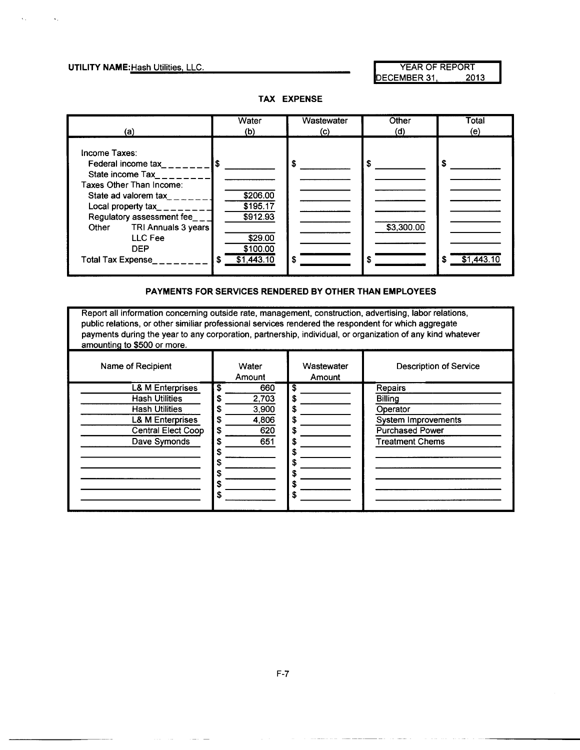**UTILITY NAME:** Hash Utilities, LLC.

| YEAR OF REPORT |
|---|
| DECEMBER 31, 2013 |

## TAX EXPENSE

| (a) | Water (b) | Wastewater (c) | Other (d) | Total (e) |
|---|---|---|---|---|
| Income Taxes: | | | | |
| Federal income tax | $ | $ | $ | $ |
| State income Tax | | | | |
| Taxes Other Than Income: | | | | |
| State ad valorem tax | $206.00 | | | |
| Local property tax | $195.17 | | | |
| Regulatory assessment fee | $912.93 | | | |
| Other TRI Annuals 3 years | | | $3,300.00 | |
| LLC Fee | $29.00 | | | |
| DEP | $100.00 | | | |
| Total Tax Expense | $ $1,443.10 | $ | $ | $ $1,443.10 |

## PAYMENTS FOR SERVICES RENDERED BY OTHER THAN EMPLOYEES

Report all information concerning outside rate, management, construction, advertising, labor relations, public relations, or other similiar professional services rendered the respondent for which aggregate payments during the year to any corporation, partnership, individual, or organization of any kind whatever amounting to $500 or more.

| Name of Recipient | Water Amount | Wastewater Amount | Description of Service |
|---|---|---|---|
| L& M Enterprises | $ 660 | $ | Repairs |
| Hash Utilities | $ 2,703 | $ | Billing |
| Hash Utilities | $ 3,900 | $ | Operator |
| L& M Enterprises | $ 4,806 | $ | System Improvements |
| Central Elect Coop | $ 620 | $ | Purchased Power |
| Dave Symonds | $ 651 | $ | Treatment Chems |
| | $ | $ | |
| | $ | $ | |
| | $ | $ | |
| | $ | $ | |
| | $ | $ | |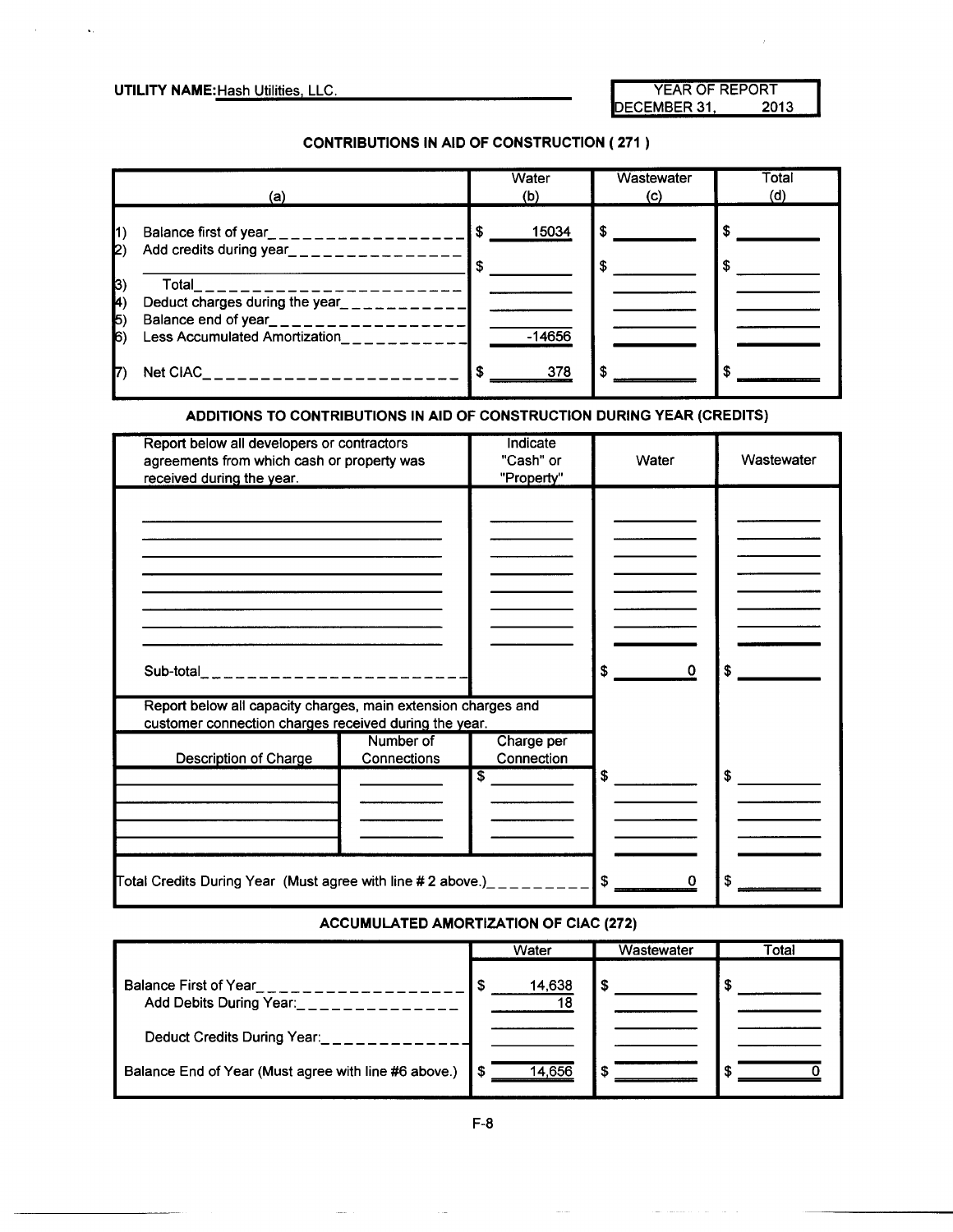**UTILITY NAME:** Hash Utilities, LLC.

| YEAR OF REPORT |
|---|
| DECEMBER 31, 2013 |

## CONTRIBUTIONS IN AID OF CONSTRUCTION ( 271 )

| (a) | Water (b) | Wastewater (c) | Total (d) |
|---|---|---|---|
| 1) Balance first of year | $ 15034 | $ | $ |
| 2) Add credits during year | $ | $ | $ |
| 3) Total | | | |
| 4) Deduct charges during the year | | | |
| 5) Balance end of year | | | |
| 6) Less Accumulated Amortization | -14656 | | |
| 7) Net CIAC | $ 378 | $ | $ |

## ADDITIONS TO CONTRIBUTIONS IN AID OF CONSTRUCTION DURING YEAR (CREDITS)

| Report below all developers or contractors agreements from which cash or property was received during the year. | Indicate "Cash" or "Property" | Water | Wastewater |
|---|---|---|---|
| | | | |
| Sub-total | | $ 0 | $ |

| Report below all capacity charges, main extension charges and customer connection charges received during the year. | | | | |
|---|---|---|---|---|
| Description of Charge | Number of Connections | Charge per Connection | | |
| | | $ | $ | $ |
| Total Credits During Year (Must agree with line # 2 above.) | | | $ 0 | $ |

## ACCUMULATED AMORTIZATION OF CIAC (272)

| | Water | Wastewater | Total |
|---|---|---|---|
| Balance First of Year | $ 14,638 | $ | $ |
| Add Debits During Year: | 18 | | |
| Deduct Credits During Year: | | | |
| Balance End of Year (Must agree with line #6 above.) | $ 14,656 | $ | $ 0 |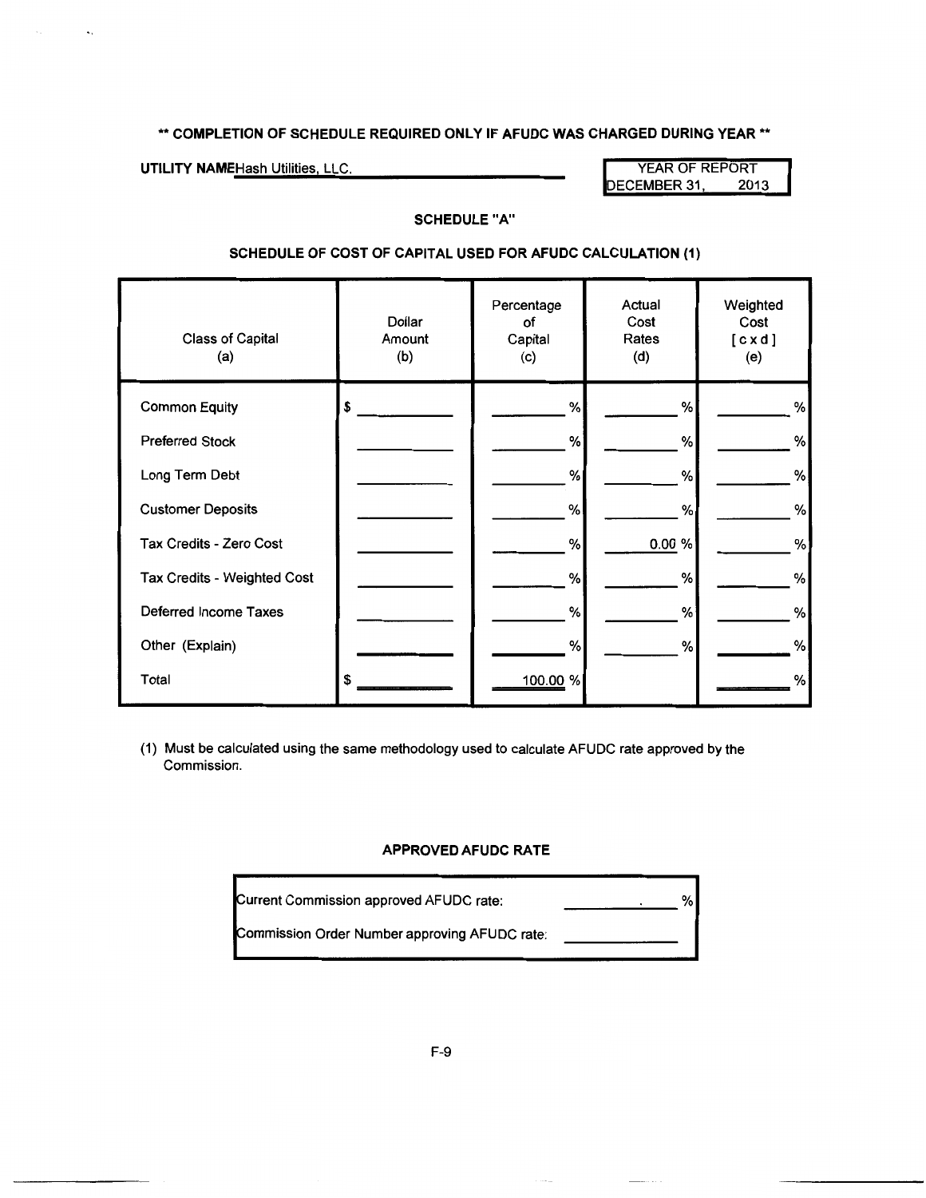**\*\* COMPLETION OF SCHEDULE REQUIRED ONLY IF AFUDC WAS CHARGED DURING YEAR \*\***

**UTILITY NAME** Hash Utilities, LLC.

| YEAR OF REPORT |
|---|
| DECEMBER 31, 2013 |

## SCHEDULE "A"

### SCHEDULE OF COST OF CAPITAL USED FOR AFUDC CALCULATION (1)

| Class of Capital (a) | Dollar Amount (b) | Percentage of Capital (c) | Actual Cost Rates (d) | Weighted Cost [ c x d ] (e) |
|---|---|---|---|---|
| Common Equity | $ | % | % | % |
| Preferred Stock | | % | % | % |
| Long Term Debt | | % | % | % |
| Customer Deposits | | % | % | % |
| Tax Credits - Zero Cost | | % | 0.00 % | % |
| Tax Credits - Weighted Cost | | % | % | % |
| Deferred Income Taxes | | % | % | % |
| Other (Explain) | | % | % | % |
| Total | $ | 100.00 % | | % |

(1) Must be calculated using the same methodology used to calculate AFUDC rate approved by the Commission.

### APPROVED AFUDC RATE

| | |
|---|---|
| Current Commission approved AFUDC rate: | . % |
| Commission Order Number approving AFUDC rate: | |

F-9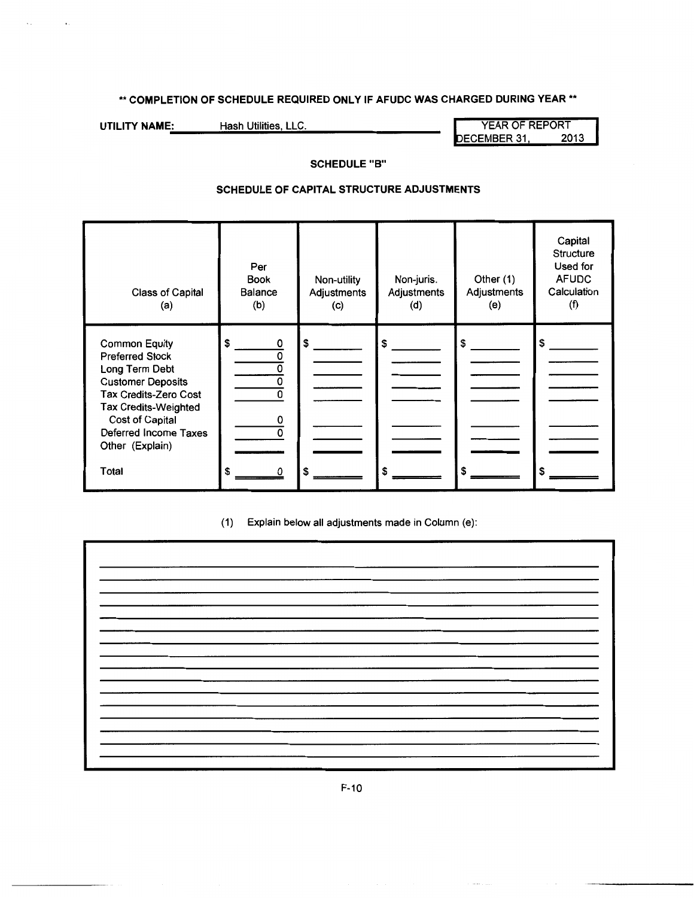**\*\* COMPLETION OF SCHEDULE REQUIRED ONLY IF AFUDC WAS CHARGED DURING YEAR \*\***

**UTILITY NAME:** Hash Utilities, LLC.

| YEAR OF REPORT |
|---|
| DECEMBER 31, 2013 |

**SCHEDULE "B"**

**SCHEDULE OF CAPITAL STRUCTURE ADJUSTMENTS**

| Class of Capital (a) | Per Book Balance (b) | Non-utility Adjustments (c) | Non-juris. Adjustments (d) | Other (1) Adjustments (e) | Capital Structure Used for AFUDC Calculation (f) |
|---|---|---|---|---|---|
| Common Equity | $ 0 | $ | $ | $ | $ |
| Preferred Stock | 0 | | | | |
| Long Term Debt | 0 | | | | |
| Customer Deposits | 0 | | | | |
| Tax Credits-Zero Cost | 0 | | | | |
| Tax Credits-Weighted Cost of Capital | 0 | | | | |
| Deferred Income Taxes | 0 | | | | |
| Other (Explain) | | | | | |
| Total | $ 0 | $ | $ | $ | $ |

(1) Explain below all adjustments made in Column (e):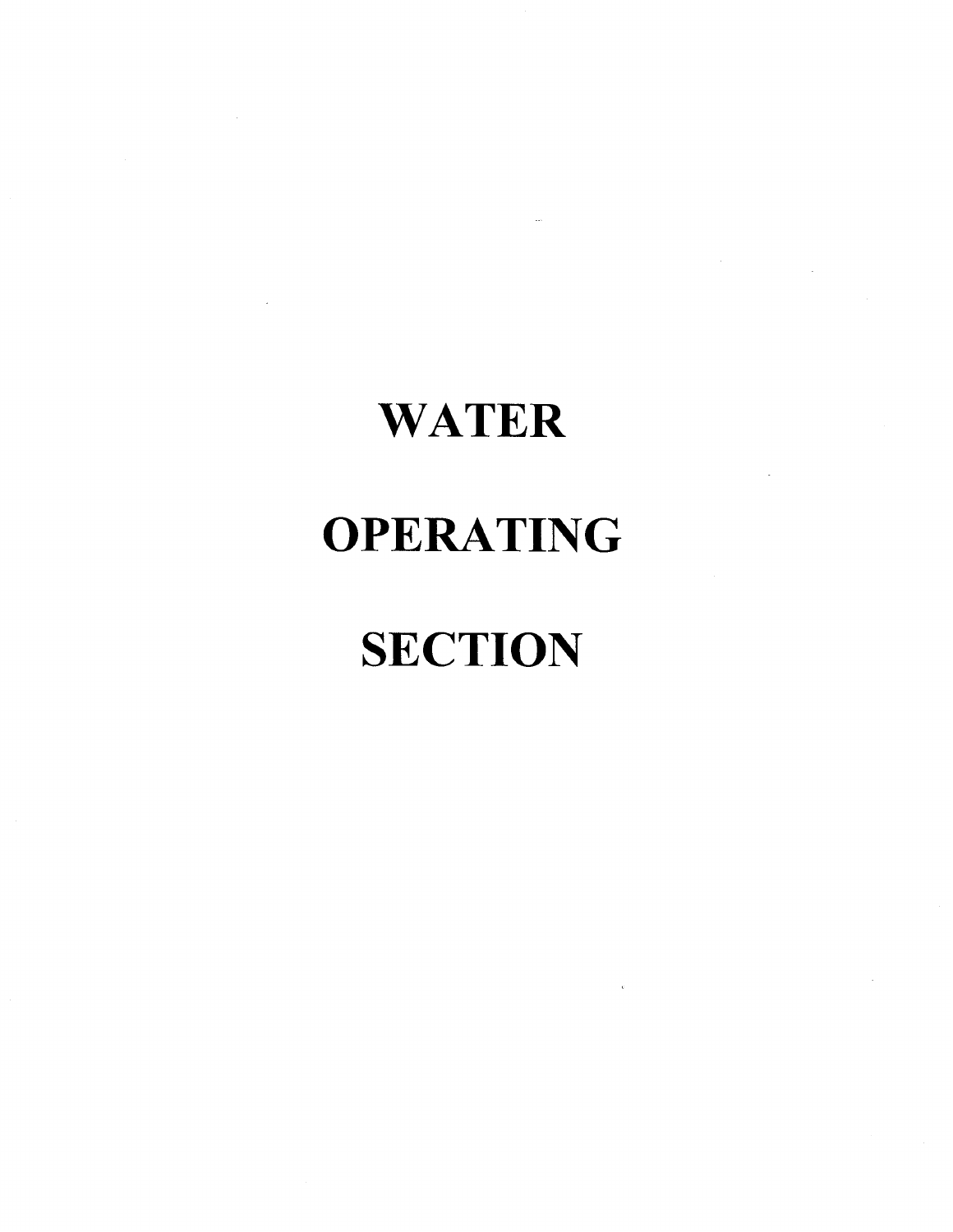# WATER

# OPERATING

# SECTION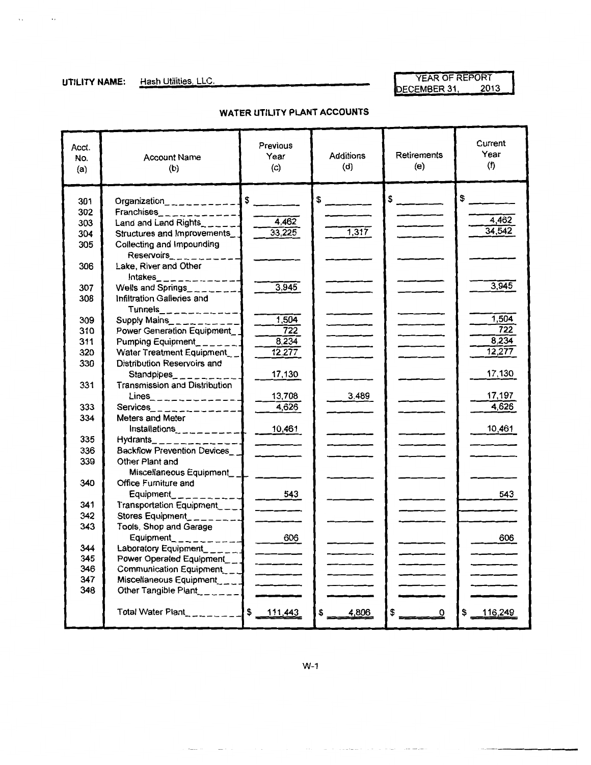**UTILITY NAME:** Hash Utilities, LLC.

YEAR OF REPORT
DECEMBER 31, 2013

## WATER UTILITY PLANT ACCOUNTS

| Acct. No. (a) | Account Name (b) | Previous Year (c) | Additions (d) | Retirements (e) | Current Year (f) |
|---|---|---|---|---|---|
| 301 | Organization | $ | $ | $ | $ |
| 302 | Franchises | | | | |
| 303 | Land and Land Rights | 4,462 | | | 4,462 |
| 304 | Structures and Improvements | 33,225 | 1,317 | | 34,542 |
| 305 | Collecting and Impounding Reservoirs | | | | |
| 306 | Lake, River and Other Intakes | | | | |
| 307 | Wells and Springs | 3,945 | | | 3,945 |
| 308 | Infiltration Galleries and Tunnels | | | | |
| 309 | Supply Mains | 1,504 | | | 1,504 |
| 310 | Power Generation Equipment | 722 | | | 722 |
| 311 | Pumping Equipment | 8,234 | | | 8,234 |
| 320 | Water Treatment Equipment | 12,277 | | | 12,277 |
| 330 | Distribution Reservoirs and Standpipes | 17,130 | | | 17,130 |
| 331 | Transmission and Distribution Lines | 13,708 | 3,489 | | 17,197 |
| 333 | Services | 4,626 | | | 4,626 |
| 334 | Meters and Meter Installations | 10,461 | | | 10,461 |
| 335 | Hydrants | | | | |
| 336 | Backflow Prevention Devices | | | | |
| 339 | Other Plant and Miscellaneous Equipment | | | | |
| 340 | Office Furniture and Equipment | 543 | | | 543 |
| 341 | Transportation Equipment | | | | |
| 342 | Stores Equipment | | | | |
| 343 | Tools, Shop and Garage Equipment | 606 | | | 606 |
| 344 | Laboratory Equipment | | | | |
| 345 | Power Operated Equipment | | | | |
| 346 | Communication Equipment | | | | |
| 347 | Miscellaneous Equipment | | | | |
| 348 | Other Tangible Plant | | | | |
| | Total Water Plant | $ 111,443 | $ 4,806 | $ 0 | $ 116,249 |

W-1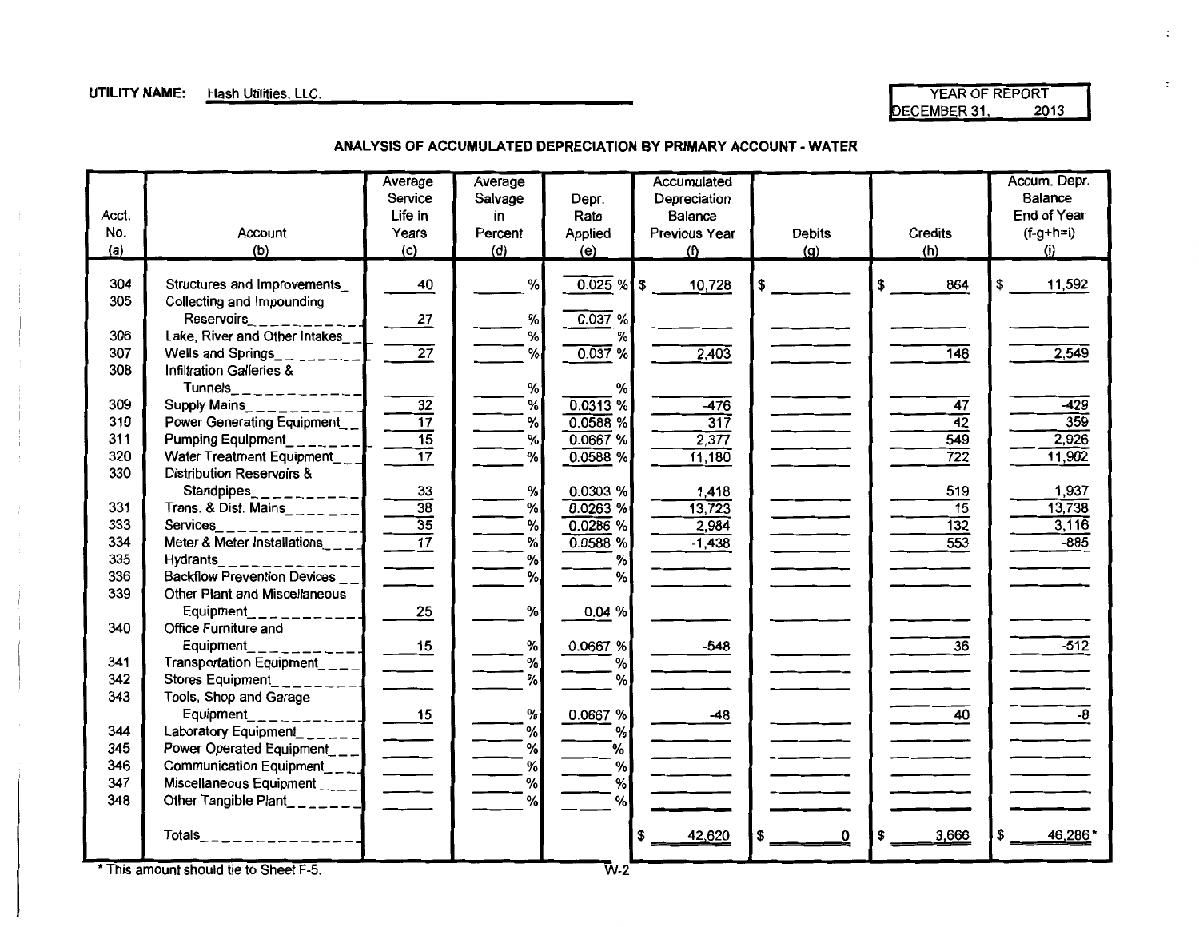**UTILITY NAME:** Hash Utilities, LLC.

YEAR OF REPORT
DECEMBER 31, 2013

## ANALYSIS OF ACCUMULATED DEPRECIATION BY PRIMARY ACCOUNT - WATER

| Acct. No. (a) | Account (b) | Average Service Life in Years (c) | Average Salvage in Percent (d) | Depr. Rate Applied (e) | Accumulated Depreciation Balance Previous Year (f) | Debits (g) | Credits (h) | Accum. Depr. Balance End of Year (f-g+h=i) (i) |
|---|---|---|---|---|---|---|---|---|
| 304 | Structures and Improvements | 40 | % | 0.025 % | $ 10,728 | $ | $ 864 | $ 11,592 |
| 305 | Collecting and Impounding Reservoirs | 27 | % | 0.037 % | | | | |
| 306 | Lake, River and Other Intakes | | % | % | | | | |
| 307 | Wells and Springs | 27 | % | 0.037 % | 2,403 | | 146 | 2,549 |
| 308 | Infiltration Galleries & Tunnels | | % | % | | | | |
| 309 | Supply Mains | 32 | % | 0.0313 % | -476 | | 47 | -429 |
| 310 | Power Generating Equipment | 17 | % | 0.0588 % | 317 | | 42 | 359 |
| 311 | Pumping Equipment | 15 | % | 0.0667 % | 2,377 | | 549 | 2,926 |
| 320 | Water Treatment Equipment | 17 | % | 0.0588 % | 11,180 | | 722 | 11,902 |
| 330 | Distribution Reservoirs & Standpipes | 33 | % | 0.0303 % | 1,418 | | 519 | 1,937 |
| 331 | Trans. & Dist. Mains | 38 | % | 0.0263 % | 13,723 | | 15 | 13,738 |
| 333 | Services | 35 | % | 0.0286 % | 2,984 | | 132 | 3,116 |
| 334 | Meter & Meter Installations | 17 | % | 0.0588 % | -1,438 | | 553 | -885 |
| 335 | Hydrants | | % | % | | | | |
| 336 | Backflow Prevention Devices | | % | % | | | | |
| 339 | Other Plant and Miscellaneous Equipment | 25 | % | 0.04 % | | | | |
| 340 | Office Furniture and Equipment | 15 | % | 0.0667 % | -548 | | 36 | -512 |
| 341 | Transportation Equipment | | % | % | | | | |
| 342 | Stores Equipment | | % | % | | | | |
| 343 | Tools, Shop and Garage Equipment | 15 | % | 0.0667 % | -48 | | 40 | -8 |
| 344 | Laboratory Equipment | | % | % | | | | |
| 345 | Power Operated Equipment | | % | % | | | | |
| 346 | Communication Equipment | | % | % | | | | |
| 347 | Miscellaneous Equipment | | % | % | | | | |
| 348 | Other Tangible Plant | | % | % | | | | |
| | Totals | | | | $ 42,620 | $ 0 | $ 3,666 | $ 46,286 * |

\* This amount should tie to Sheet F-5.

W-2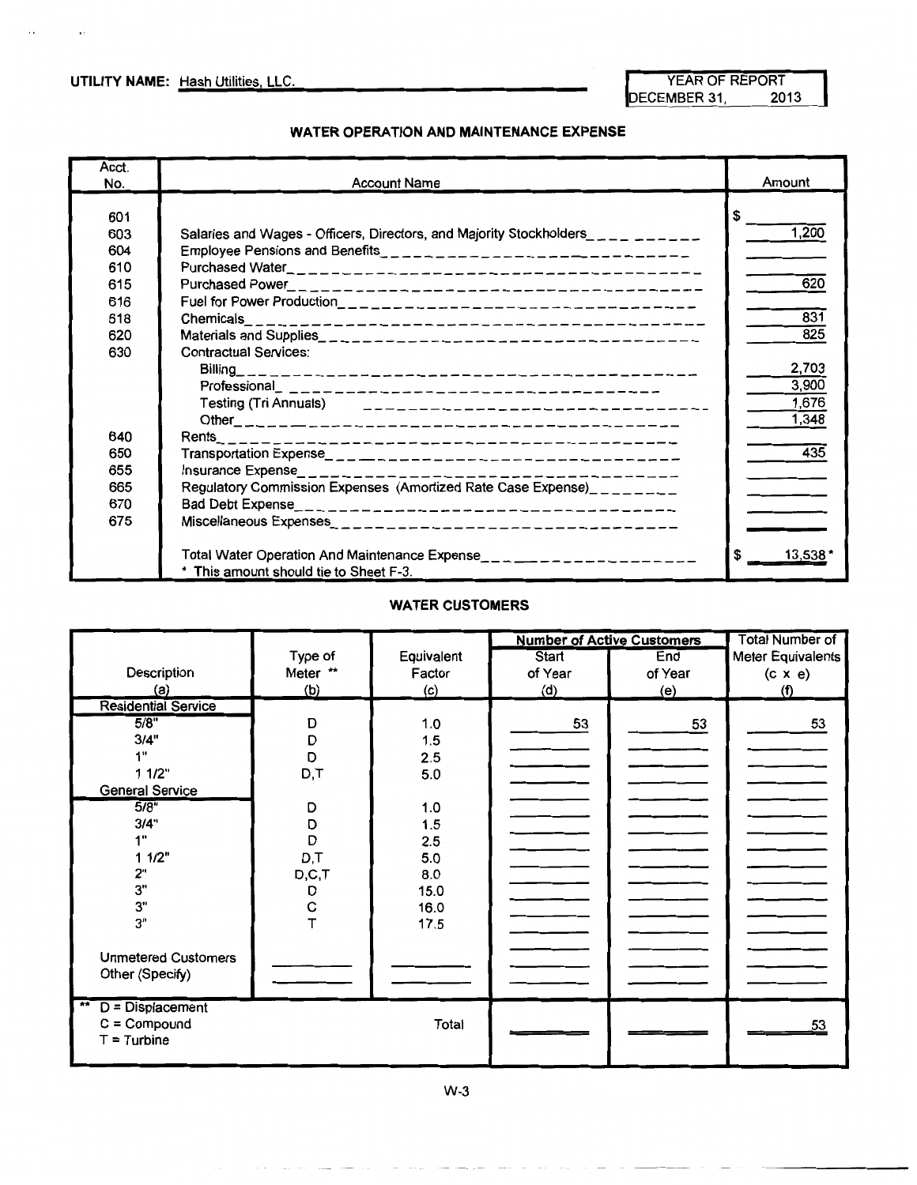UTILITY NAME: Hash Utilities, LLC.

YEAR OF REPORT
DECEMBER 31, 2013

## WATER OPERATION AND MAINTENANCE EXPENSE

| Acct. No. | Account Name | Amount |
|---|---|---|
| 601 | | $ |
| 603 | Salaries and Wages - Officers, Directors, and Majority Stockholders | 1,200 |
| 604 | Employee Pensions and Benefits | |
| 610 | Purchased Water | |
| 615 | Purchased Power | 620 |
| 616 | Fuel for Power Production | |
| 618 | Chemicals | 831 |
| 620 | Materials and Supplies | 825 |
| 630 | Contractual Services: | |
| | Billing | 2,703 |
| | Professional | 3,900 |
| | Testing (Tri Annuals) | 1,676 |
| | Other | 1,348 |
| 640 | Rents | |
| 650 | Transportation Expense | 435 |
| 655 | Insurance Expense | |
| 665 | Regulatory Commission Expenses (Amortized Rate Case Expense) | |
| 670 | Bad Debt Expense | |
| 675 | Miscellaneous Expenses | |
| | Total Water Operation And Maintenance Expense | $ 13,538 * |
| | * This amount should tie to Sheet F-3. | |

## WATER CUSTOMERS

| Description (a) | Type of Meter ** (b) | Equivalent Factor (c) | Number of Active Customers Start of Year (d) | Number of Active Customers End of Year (e) | Total Number of Meter Equivalents (c x e) (f) |
|---|---|---|---|---|---|
| **Residential Service** | | | | | |
| 5/8" | D | 1.0 | 53 | 53 | 53 |
| 3/4" | D | 1.5 | | | |
| 1" | D | 2.5 | | | |
| 1 1/2" | D,T | 5.0 | | | |
| **General Service** | | | | | |
| 5/8" | D | 1.0 | | | |
| 3/4" | D | 1.5 | | | |
| 1" | D | 2.5 | | | |
| 1 1/2" | D,T | 5.0 | | | |
| 2" | D,C,T | 8.0 | | | |
| 3" | D | 15.0 | | | |
| 3" | C | 16.0 | | | |
| 3" | T | 17.5 | | | |
| Unmetered Customers | | | | | |
| Other (Specify) | | | | | |
| ** D = Displacement<br>C = Compound<br>T = Turbine | | Total | | | 53 |

W-3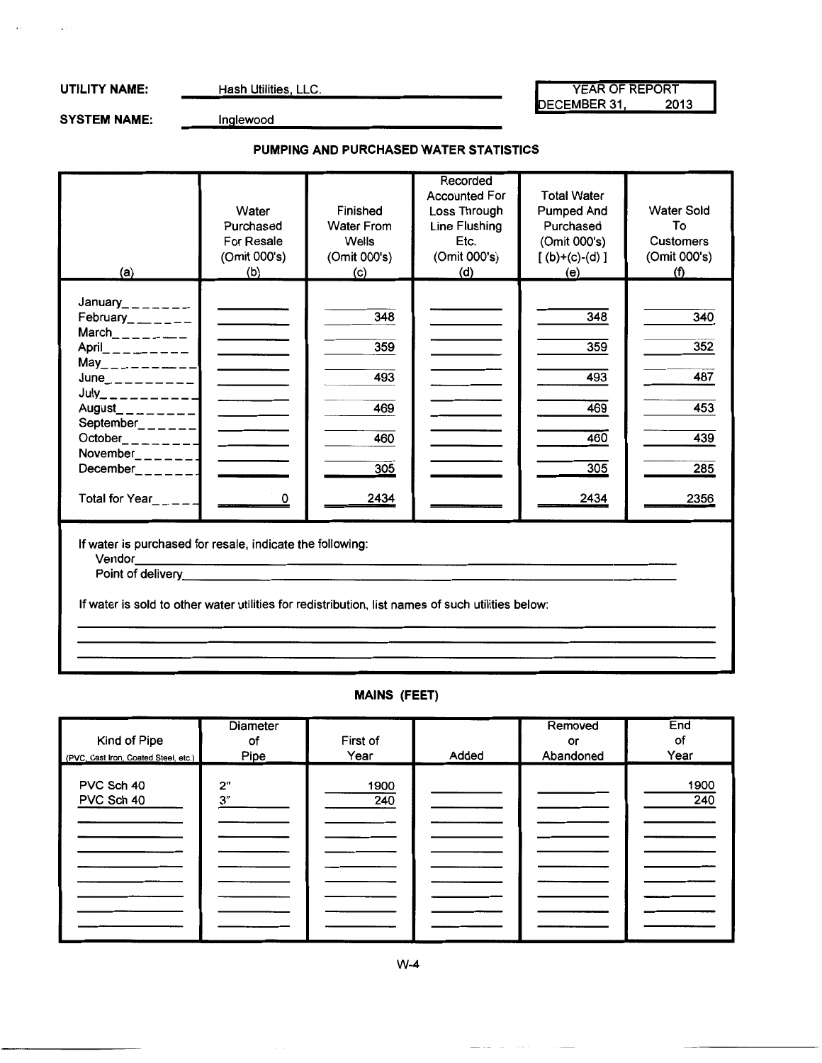**UTILITY NAME:** Hash Utilities, LLC.

**SYSTEM NAME:** Inglewood

YEAR OF REPORT
DECEMBER 31, 2013

## PUMPING AND PURCHASED WATER STATISTICS

| (a) | Water Purchased For Resale (Omit 000's) (b) | Finished Water From Wells (Omit 000's) (c) | Recorded Accounted For Loss Through Line Flushing Etc. (Omit 000's) (d) | Total Water Pumped And Purchased (Omit 000's) [ (b)+(c)-(d) ] (e) | Water Sold To Customers (Omit 000's) (f) |
|---|---|---|---|---|---|
| January | | | | | |
| February | | 348 | | 348 | 340 |
| March | | | | | |
| April | | 359 | | 359 | 352 |
| May | | | | | |
| June | | 493 | | 493 | 487 |
| July | | | | | |
| August | | 469 | | 469 | 453 |
| September | | | | | |
| October | | 460 | | 460 | 439 |
| November | | | | | |
| December | | 305 | | 305 | 285 |
| Total for Year | 0 | 2434 | | 2434 | 2356 |

If water is purchased for resale, indicate the following:
Vendor
Point of delivery

If water is sold to other water utilities for redistribution, list names of such utilities below:

## MAINS (FEET)

| Kind of Pipe (PVC, Cast Iron, Coated Steel, etc.) | Diameter of Pipe | First of Year | Added | Removed or Abandoned | End of Year |
|---|---|---|---|---|---|
| PVC Sch 40 | 2" | 1900 | | | 1900 |
| PVC Sch 40 | 3" | 240 | | | 240 |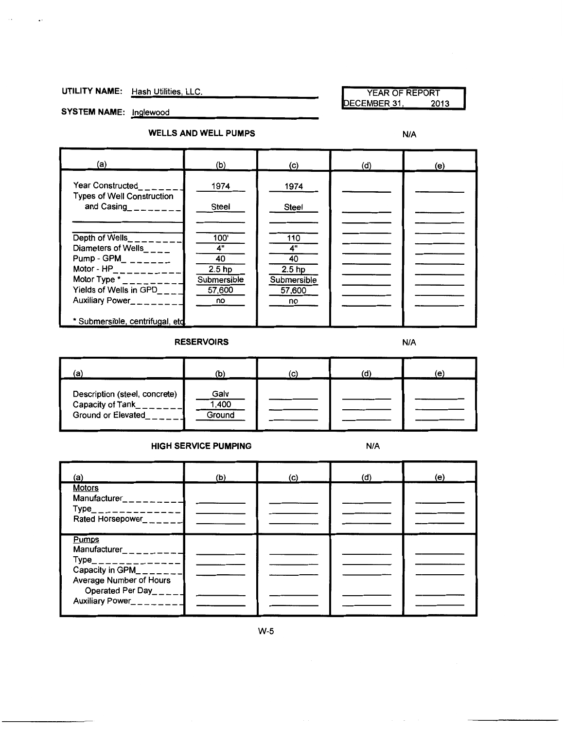**UTILITY NAME:** Hash Utilities, LLC.

**SYSTEM NAME:** Inglewood

YEAR OF REPORT
DECEMBER 31, 2013

### WELLS AND WELL PUMPS

N/A

| (a) | (b) | (c) | (d) | (e) |
|---|---|---|---|---|
| Year Constructed | 1974 | 1974 | | |
| Types of Well Construction and Casing | Steel | Steel | | |
| | | | | |
| Depth of Wells | 100' | 110 | | |
| Diameters of Wells | 4" | 4" | | |
| Pump - GPM | 40 | 40 | | |
| Motor - HP | 2.5 hp | 2.5 hp | | |
| Motor Type * | Submersible | Submersible | | |
| Yields of Wells in GPD | 57,600 | 57,600 | | |
| Auxiliary Power | no | no | | |

\* Submersible, centrifugal, etc.

### RESERVOIRS

N/A

| (a) | (b) | (c) | (d) | (e) |
|---|---|---|---|---|
| Description (steel, concrete) | Galv | | | |
| Capacity of Tank | 1,400 | | | |
| Ground or Elevated | Ground | | | |

### HIGH SERVICE PUMPING

N/A

| (a) | (b) | (c) | (d) | (e) |
|---|---|---|---|---|
| **Motors** | | | | |
| Manufacturer | | | | |
| Type | | | | |
| Rated Horsepower | | | | |
| **Pumps** | | | | |
| Manufacturer | | | | |
| Type | | | | |
| Capacity in GPM | | | | |
| Average Number of Hours Operated Per Day | | | | |
| Auxiliary Power | | | | |

W-5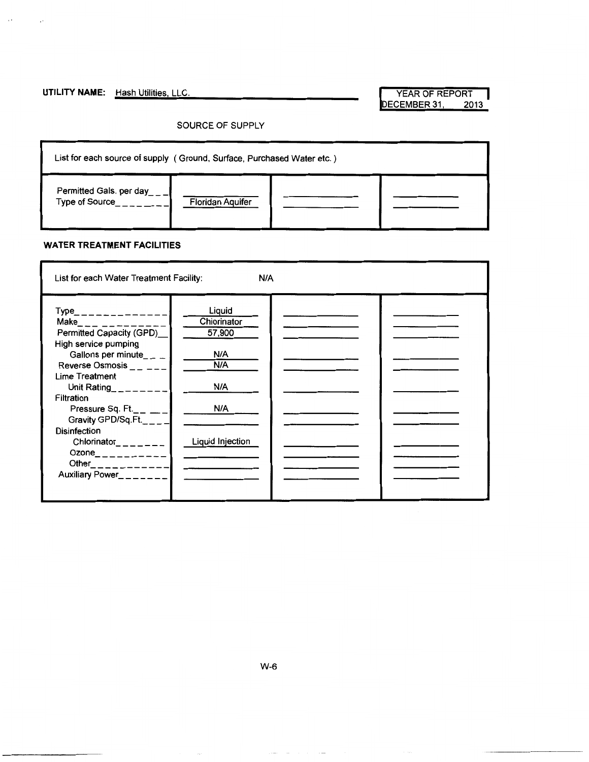**UTILITY NAME:** Hash Utilities, LLC.

| YEAR OF REPORT |
|---|
| DECEMBER 31, 2013 |

SOURCE OF SUPPLY

| List for each source of supply ( Ground, Surface, Purchased Water etc. ) | | | |
|---|---|---|---|
| Permitted Gals. per day | | | |
| Type of Source | Floridan Aquifer | | |

**WATER TREATMENT FACILITIES**

| List for each Water Treatment Facility: N/A | | | |
|---|---|---|---|
| Type | Liquid | | |
| Make | Chlorinator | | |
| Permitted Capacity (GPD) | 57,900 | | |
| High service pumping | | | |
| Gallons per minute | N/A | | |
| Reverse Osmosis | N/A | | |
| Lime Treatment | | | |
| Unit Rating | N/A | | |
| Filtration | | | |
| Pressure Sq. Ft. | N/A | | |
| Gravity GPD/Sq.Ft. | | | |
| Disinfection | | | |
| Chlorinator | Liquid Injection | | |
| Ozone | | | |
| Other | | | |
| Auxiliary Power | | | |

W-6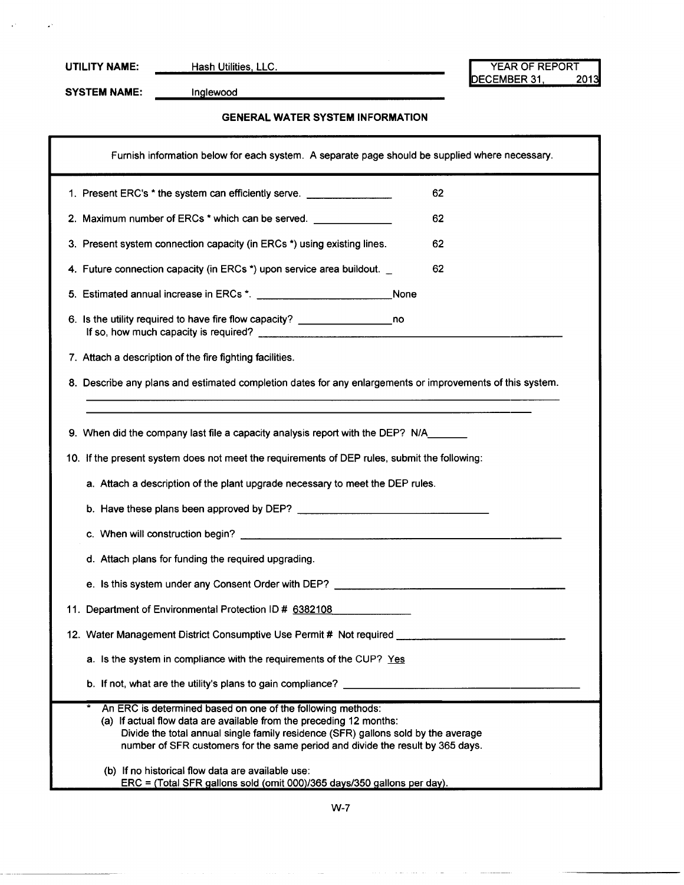**UTILITY NAME:** Hash Utilities, LLC.

**SYSTEM NAME:** Inglewood

YEAR OF REPORT
DECEMBER 31, 2013

## GENERAL WATER SYSTEM INFORMATION

Furnish information below for each system. A separate page should be supplied where necessary.

1. Present ERC's * the system can efficiently serve. 62
2. Maximum number of ERCs * which can be served. 62
3. Present system connection capacity (in ERCs *) using existing lines. 62
4. Future connection capacity (in ERCs *) upon service area buildout. 62
5. Estimated annual increase in ERCs *. None
6. Is the utility required to have fire flow capacity? no
   If so, how much capacity is required?
7. Attach a description of the fire fighting facilities.
8. Describe any plans and estimated completion dates for any enlargements or improvements of this system.
9. When did the company last file a capacity analysis report with the DEP? N/A
10. If the present system does not meet the requirements of DEP rules, submit the following:
    a. Attach a description of the plant upgrade necessary to meet the DEP rules.
    b. Have these plans been approved by DEP?
    c. When will construction begin?
    d. Attach plans for funding the required upgrading.
    e. Is this system under any Consent Order with DEP?
11. Department of Environmental Protection ID # 6382108
12. Water Management District Consumptive Use Permit # Not required
    a. Is the system in compliance with the requirements of the CUP? Yes
    b. If not, what are the utility's plans to gain compliance?

\* An ERC is determined based on one of the following methods:
(a) If actual flow data are available from the preceding 12 months:
Divide the total annual single family residence (SFR) gallons sold by the average number of SFR customers for the same period and divide the result by 365 days.

(b) If no historical flow data are available use:
ERC = (Total SFR gallons sold (omit 000)/365 days/350 gallons per day).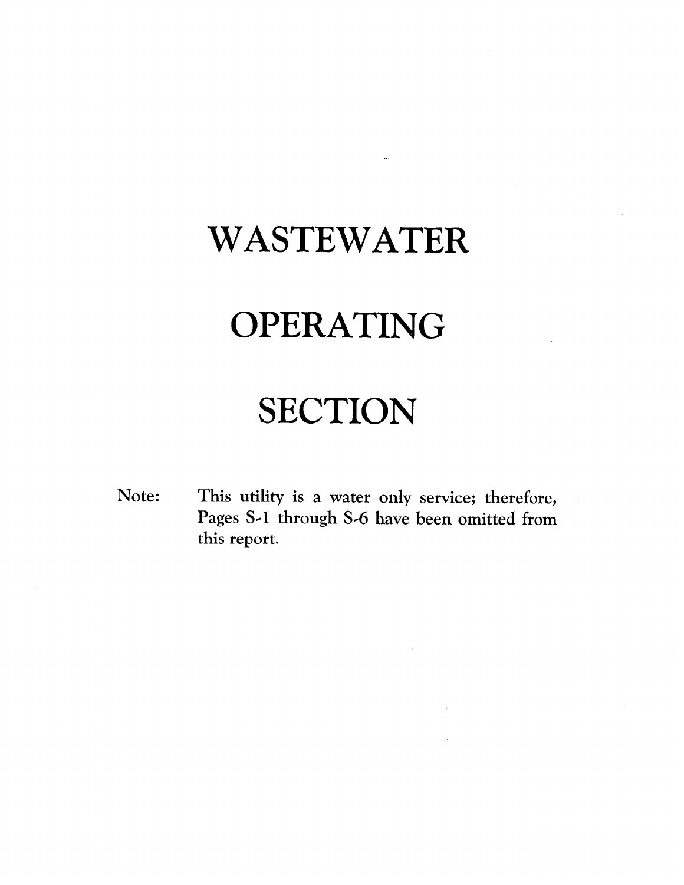# WASTEWATER

# OPERATING

# SECTION

Note: This utility is a water only service; therefore, Pages S-1 through S-6 have been omitted from this report.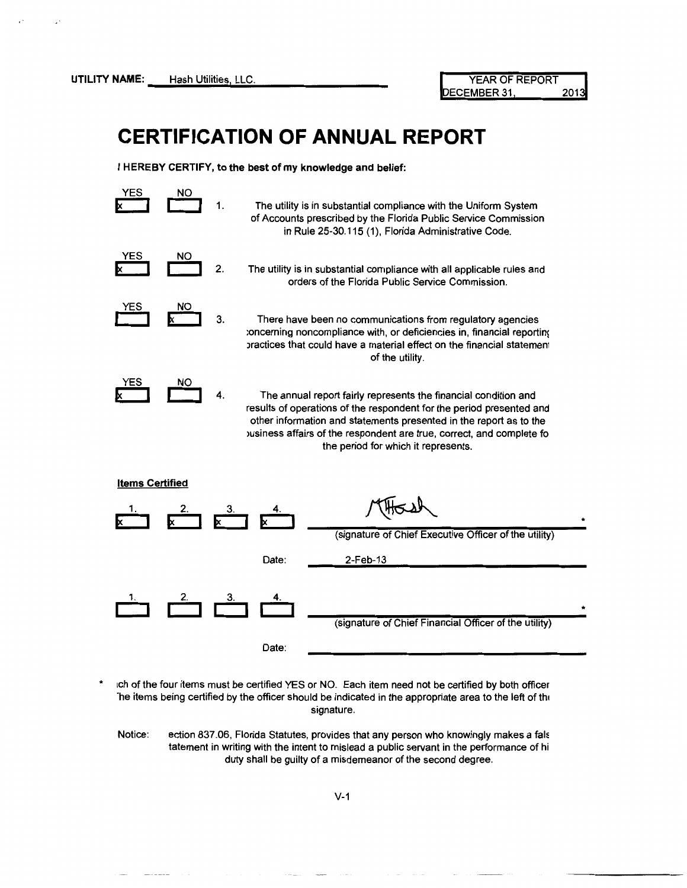**UTILITY NAME:** Hash Utilities, LLC.

| YEAR OF REPORT |
|---|
| DECEMBER 31, 2013 |

# CERTIFICATION OF ANNUAL REPORT

**I HEREBY CERTIFY, to the best of my knowledge and belief:**

| YES | NO | | |
|---|---|---|---|
| x | | 1. | The utility is in substantial compliance with the Uniform System of Accounts prescribed by the Florida Public Service Commission in Rule 25-30.115 (1), Florida Administrative Code. |
| x | | 2. | The utility is in substantial compliance with all applicable rules and orders of the Florida Public Service Commission. |
| | x | 3. | There have been no communications from regulatory agencies concerning noncompliance with, or deficiencies in, financial reporting practices that could have a material effect on the financial statement of the utility. |
| x | | 4. | The annual report fairly represents the financial condition and results of operations of the respondent for the period presented and other information and statements presented in the report as to the business affairs of the respondent are true, correct, and complete fo the period for which it represents. |

**Items Certified**

| 1. | 2. | 3. | 4. | |
|---|---|---|---|---|
| x | x | x | x | MHash * (signature of Chief Executive Officer of the utility) |
| | | | Date: | 2-Feb-13 |

| 1. | 2. | 3. | 4. | |
|---|---|---|---|---|
| | | | | * (signature of Chief Financial Officer of the utility) |
| | | | Date: | |

\* ıch of the four items must be certified YES or NO. Each item need not be certified by both officer The items being certified by the officer should be indicated in the appropriate area to the left of the signature.

Notice: ection 837.06, Florida Statutes, provides that any person who knowingly makes a fals tatement in writing with the intent to mislead a public servant in the performance of hi duty shall be guilty of a misdemeanor of the second degree.

V-1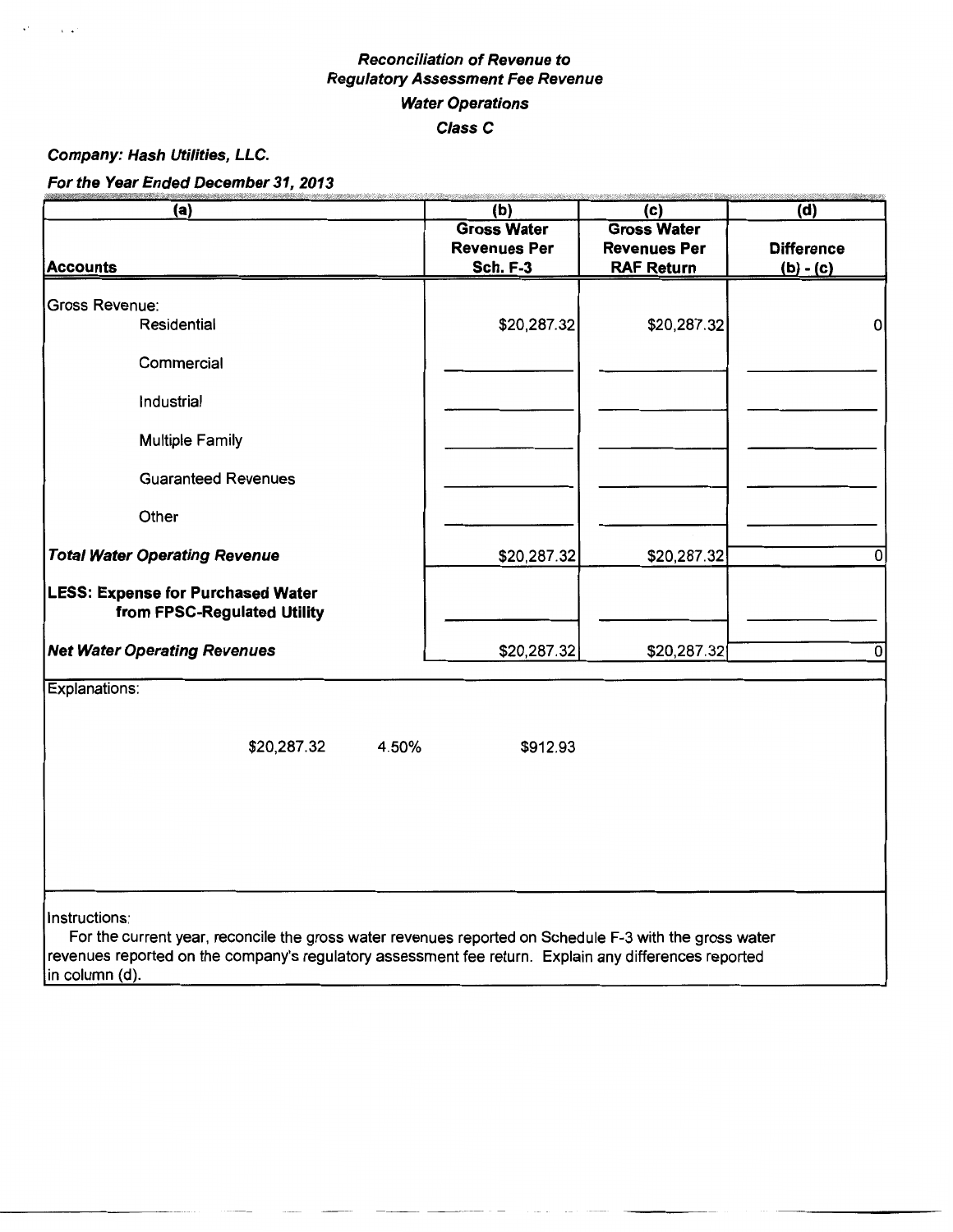## *Reconciliation of Revenue to Regulatory Assessment Fee Revenue*

## *Water Operations*

## *Class C*

***Company: Hash Utilities, LLC.***

***For the Year Ended December 31, 2013***

| (a) | (b) | (c) | (d) |
|---|---|---|---|
| **Accounts** | **Gross Water Revenues Per Sch. F-3** | **Gross Water Revenues Per RAF Return** | **Difference (b) - (c)** |
| Gross Revenue: | | | |
| Residential | $20,287.32 | $20,287.32 | 0 |
| Commercial | | | |
| Industrial | | | |
| Multiple Family | | | |
| Guaranteed Revenues | | | |
| Other | | | |
| ***Total Water Operating Revenue*** | $20,287.32 | $20,287.32 | 0 |
| **LESS: Expense for Purchased Water from FPSC-Regulated Utility** | | | |
| ***Net Water Operating Revenues*** | $20,287.32 | $20,287.32 | 0 |

Explanations:

$20,287.32 4.50% $912.93

Instructions:
For the current year, reconcile the gross water revenues reported on Schedule F-3 with the gross water revenues reported on the company's regulatory assessment fee return. Explain any differences reported in column (d).